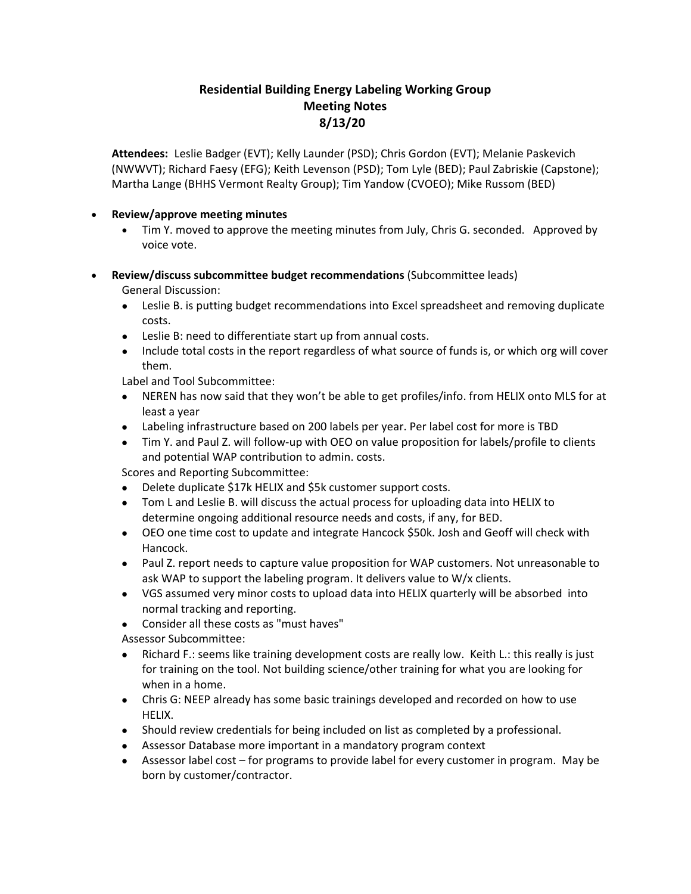# Residential Building Energy Labeling Working Group
## Meeting Notes
## 8/13/20

**Attendees:** Leslie Badger (EVT); Kelly Launder (PSD); Chris Gordon (EVT); Melanie Paskevich (NWWVT); Richard Faesy (EFG); Keith Levenson (PSD); Tom Lyle (BED); Paul Zabriskie (Capstone); Martha Lange (BHHS Vermont Realty Group); Tim Yandow (CVOEO); Mike Russom (BED)

- **Review/approve meeting minutes**
  - Tim Y. moved to approve the meeting minutes from July, Chris G. seconded. Approved by voice vote.

- **Review/discuss subcommittee budget recommendations** (Subcommittee leads)

  General Discussion:
  - Leslie B. is putting budget recommendations into Excel spreadsheet and removing duplicate costs.
  - Leslie B: need to differentiate start up from annual costs.
  - Include total costs in the report regardless of what source of funds is, or which org will cover them.

  Label and Tool Subcommittee:
  - NEREN has now said that they won't be able to get profiles/info. from HELIX onto MLS for at least a year
  - Labeling infrastructure based on 200 labels per year. Per label cost for more is TBD
  - Tim Y. and Paul Z. will follow-up with OEO on value proposition for labels/profile to clients and potential WAP contribution to admin. costs.

  Scores and Reporting Subcommittee:
  - Delete duplicate $17k HELIX and $5k customer support costs.
  - Tom L and Leslie B. will discuss the actual process for uploading data into HELIX to determine ongoing additional resource needs and costs, if any, for BED.
  - OEO one time cost to update and integrate Hancock $50k. Josh and Geoff will check with Hancock.
  - Paul Z. report needs to capture value proposition for WAP customers. Not unreasonable to ask WAP to support the labeling program. It delivers value to W/x clients.
  - VGS assumed very minor costs to upload data into HELIX quarterly will be absorbed into normal tracking and reporting.
  - Consider all these costs as "must haves"

  Assessor Subcommittee:
  - Richard F.: seems like training development costs are really low. Keith L.: this really is just for training on the tool. Not building science/other training for what you are looking for when in a home.
  - Chris G: NEEP already has some basic trainings developed and recorded on how to use HELIX.
  - Should review credentials for being included on list as completed by a professional.
  - Assessor Database more important in a mandatory program context
  - Assessor label cost – for programs to provide label for every customer in program. May be born by customer/contractor.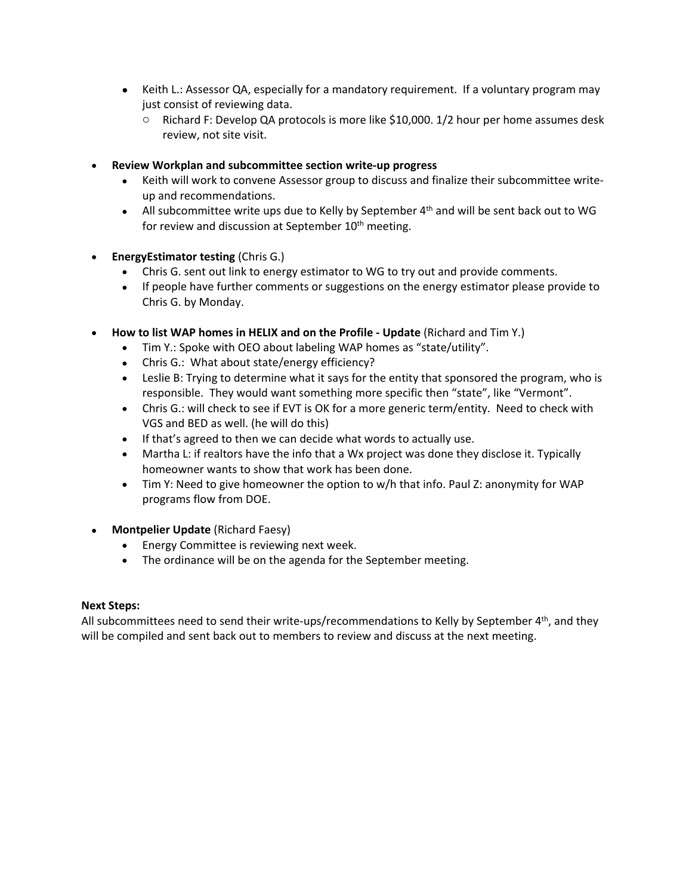- Keith L.: Assessor QA, especially for a mandatory requirement. If a voluntary program may just consist of reviewing data.
  - Richard F: Develop QA protocols is more like $10,000. 1/2 hour per home assumes desk review, not site visit.

- **Review Workplan and subcommittee section write-up progress**
  - Keith will work to convene Assessor group to discuss and finalize their subcommittee write-up and recommendations.
  - All subcommittee write ups due to Kelly by September 4th and will be sent back out to WG for review and discussion at September 10th meeting.

- **EnergyEstimator testing** (Chris G.)
  - Chris G. sent out link to energy estimator to WG to try out and provide comments.
  - If people have further comments or suggestions on the energy estimator please provide to Chris G. by Monday.

- **How to list WAP homes in HELIX and on the Profile - Update** (Richard and Tim Y.)
  - Tim Y.: Spoke with OEO about labeling WAP homes as "state/utility".
  - Chris G.: What about state/energy efficiency?
  - Leslie B: Trying to determine what it says for the entity that sponsored the program, who is responsible. They would want something more specific then "state", like "Vermont".
  - Chris G.: will check to see if EVT is OK for a more generic term/entity. Need to check with VGS and BED as well. (he will do this)
  - If that's agreed to then we can decide what words to actually use.
  - Martha L: if realtors have the info that a Wx project was done they disclose it. Typically homeowner wants to show that work has been done.
  - Tim Y: Need to give homeowner the option to w/h that info. Paul Z: anonymity for WAP programs flow from DOE.

- **Montpelier Update** (Richard Faesy)
  - Energy Committee is reviewing next week.
  - The ordinance will be on the agenda for the September meeting.

**Next Steps:**

All subcommittees need to send their write-ups/recommendations to Kelly by September 4th, and they will be compiled and sent back out to members to review and discuss at the next meeting.